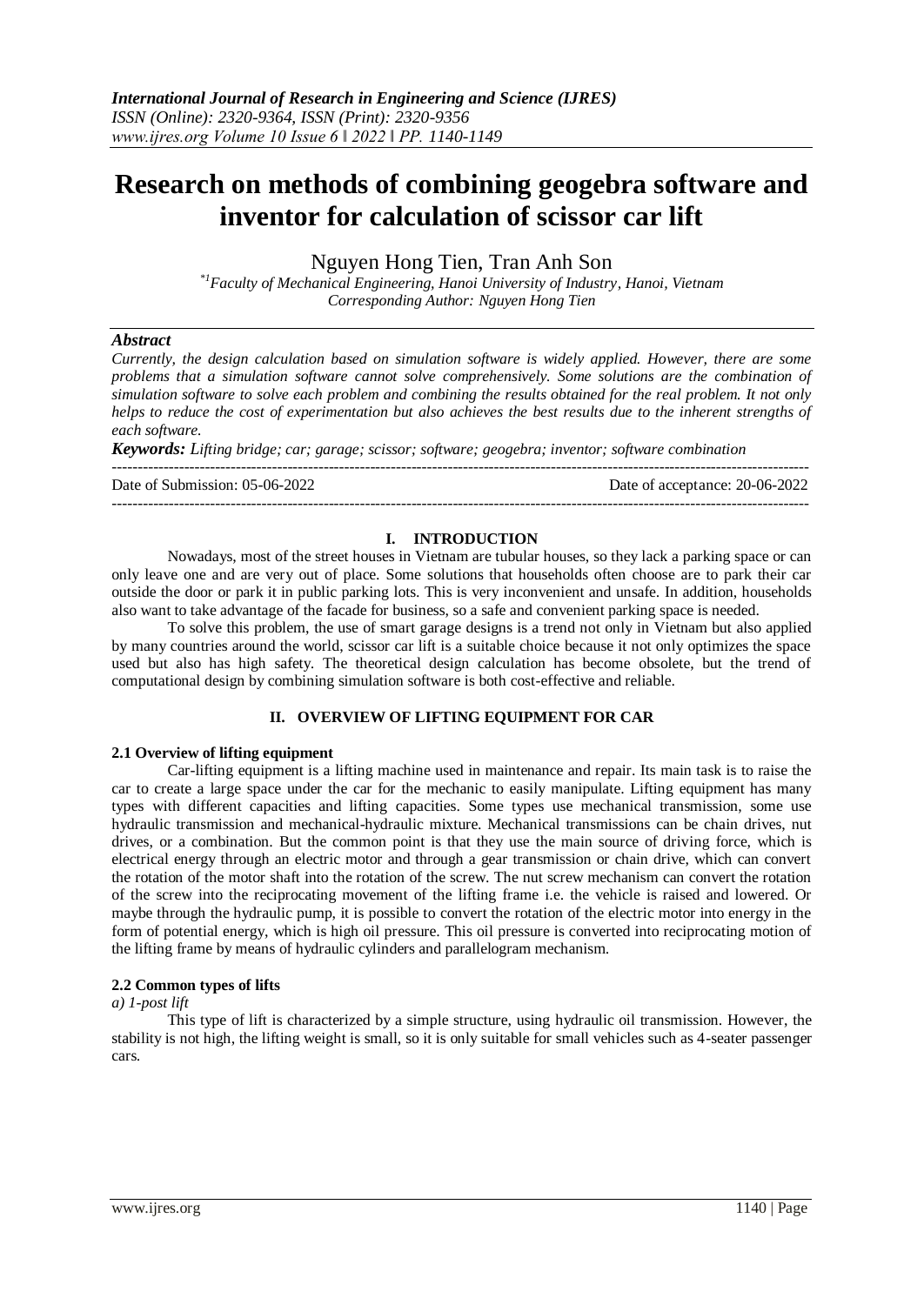# Research on methods of combining geogebra software and inventor for calculation of scissor car lift

Nguyen Hong Tien, Tran Anh Son

*[*1]Faculty of Mechanical Engineering, Hanoi University of Industry, Hanoi, Vietnam*
*Corresponding Author: Nguyen Hong Tien*

## *Abstract*

*Currently, the design calculation based on simulation software is widely applied. However, there are some problems that a simulation software cannot solve comprehensively. Some solutions are the combination of simulation software to solve each problem and combining the results obtained for the real problem. It not only helps to reduce the cost of experimentation but also achieves the best results due to the inherent strengths of each software.*

***Keywords:** Lifting bridge; car; garage; scissor; software; geogebra; inventor; software combination*

---

Date of Submission: 05-06-2022 Date of acceptance: 20-06-2022

---

## I. INTRODUCTION

Nowadays, most of the street houses in Vietnam are tubular houses, so they lack a parking space or can only leave one and are very out of place. Some solutions that households often choose are to park their car outside the door or park it in public parking lots. This is very inconvenient and unsafe. In addition, households also want to take advantage of the facade for business, so a safe and convenient parking space is needed.

To solve this problem, the use of smart garage designs is a trend not only in Vietnam but also applied by many countries around the world, scissor car lift is a suitable choice because it not only optimizes the space used but also has high safety. The theoretical design calculation has become obsolete, but the trend of computational design by combining simulation software is both cost-effective and reliable.

## II. OVERVIEW OF LIFTING EQUIPMENT FOR CAR

### 2.1 Overview of lifting equipment

Car-lifting equipment is a lifting machine used in maintenance and repair. Its main task is to raise the car to create a large space under the car for the mechanic to easily manipulate. Lifting equipment has many types with different capacities and lifting capacities. Some types use mechanical transmission, some use hydraulic transmission and mechanical-hydraulic mixture. Mechanical transmissions can be chain drives, nut drives, or a combination. But the common point is that they use the main source of driving force, which is electrical energy through an electric motor and through a gear transmission or chain drive, which can convert the rotation of the motor shaft into the rotation of the screw. The nut screw mechanism can convert the rotation of the screw into the reciprocating movement of the lifting frame i.e. the vehicle is raised and lowered. Or maybe through the hydraulic pump, it is possible to convert the rotation of the electric motor into energy in the form of potential energy, which is high oil pressure. This oil pressure is converted into reciprocating motion of the lifting frame by means of hydraulic cylinders and parallelogram mechanism.

### 2.2 Common types of lifts

*a) 1-post lift*

This type of lift is characterized by a simple structure, using hydraulic oil transmission. However, the stability is not high, the lifting weight is small, so it is only suitable for small vehicles such as 4-seater passenger cars.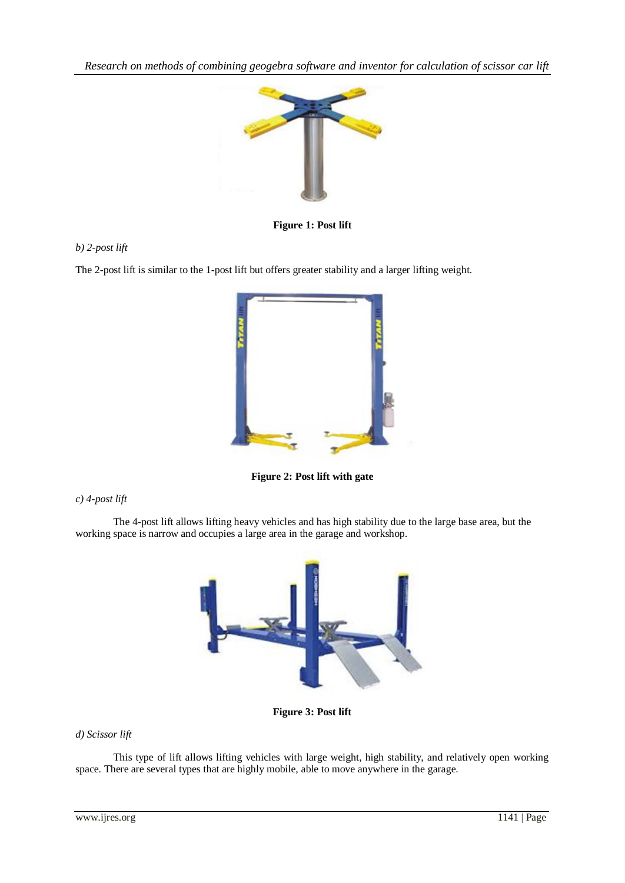**Figure 1: Post lift**

*b) 2-post lift*

The 2-post lift is similar to the 1-post lift but offers greater stability and a larger lifting weight.

**Figure 2: Post lift with gate**

*c) 4-post lift*

The 4-post lift allows lifting heavy vehicles and has high stability due to the large base area, but the working space is narrow and occupies a large area in the garage and workshop.

**Figure 3: Post lift**

*d) Scissor lift*

This type of lift allows lifting vehicles with large weight, high stability, and relatively open working space. There are several types that are highly mobile, able to move anywhere in the garage.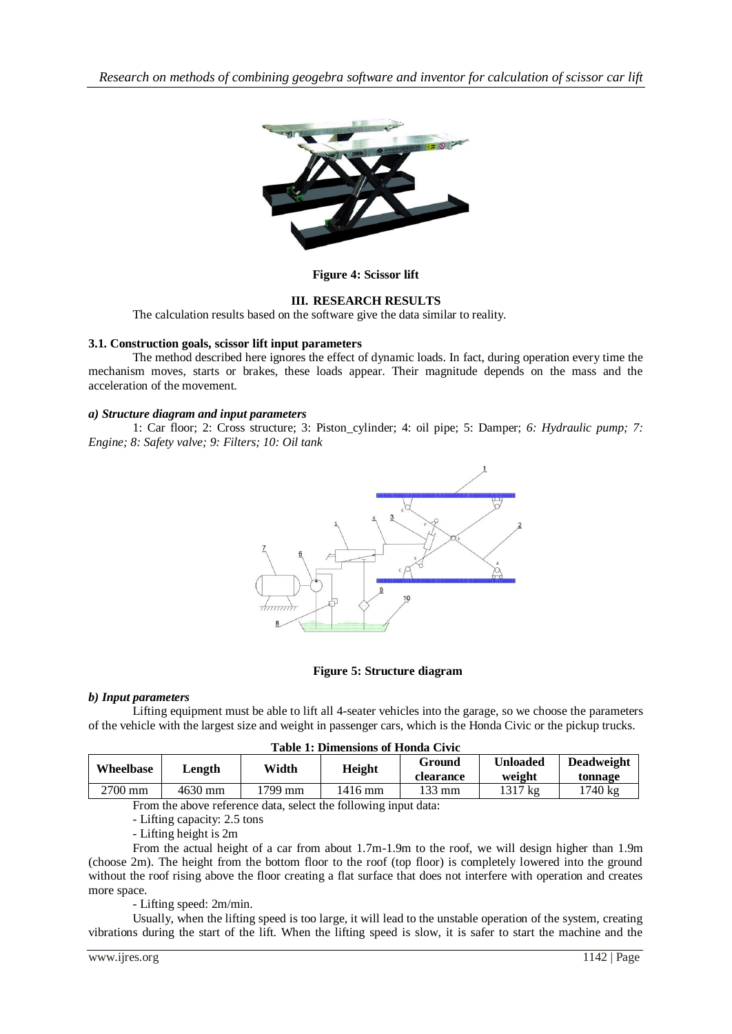**Figure 4: Scissor lift**

## III. RESEARCH RESULTS

The calculation results based on the software give the data similar to reality.

### 3.1. Construction goals, scissor lift input parameters

The method described here ignores the effect of dynamic loads. In fact, during operation every time the mechanism moves, starts or brakes, these loads appear. Their magnitude depends on the mass and the acceleration of the movement.

#### *a) Structure diagram and input parameters*

1: Car floor; 2: Cross structure; 3: Piston_cylinder; 4: oil pipe; 5: Damper; *6: Hydraulic pump; 7: Engine; 8: Safety valve; 9: Filters; 10: Oil tank*

**Figure 5: Structure diagram**

#### *b) Input parameters*

Lifting equipment must be able to lift all 4-seater vehicles into the garage, so we choose the parameters of the vehicle with the largest size and weight in passenger cars, which is the Honda Civic or the pickup trucks.

**Table 1: Dimensions of Honda Civic**

| Wheelbase | Length | Width | Height | Ground clearance | Unloaded weight | Deadweight tonnage |
|---|---|---|---|---|---|---|
| 2700 mm | 4630 mm | 1799 mm | 1416 mm | 133 mm | 1317 kg | 1740 kg |

From the above reference data, select the following input data:

- Lifting capacity: 2.5 tons

- Lifting height is 2m

From the actual height of a car from about 1.7m-1.9m to the roof, we will design higher than 1.9m (choose 2m). The height from the bottom floor to the roof (top floor) is completely lowered into the ground without the roof rising above the floor creating a flat surface that does not interfere with operation and creates more space.

- Lifting speed: 2m/min.

Usually, when the lifting speed is too large, it will lead to the unstable operation of the system, creating vibrations during the start of the lift. When the lifting speed is slow, it is safer to start the machine and the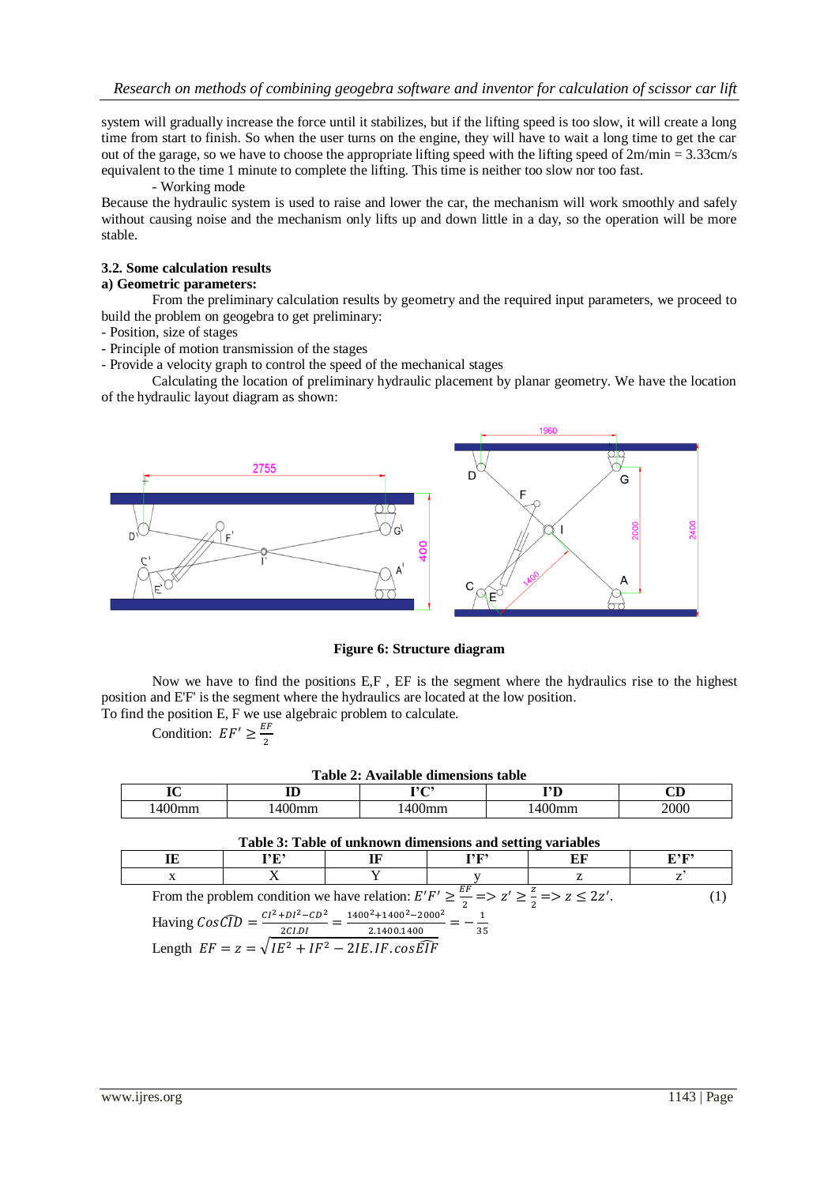system will gradually increase the force until it stabilizes, but if the lifting speed is too slow, it will create a long time from start to finish. So when the user turns on the engine, they will have to wait a long time to get the car out of the garage, so we have to choose the appropriate lifting speed with the lifting speed of 2m/min = 3.33cm/s equivalent to the time 1 minute to complete the lifting. This time is neither too slow nor too fast.

- Working mode

Because the hydraulic system is used to raise and lower the car, the mechanism will work smoothly and safely without causing noise and the mechanism only lifts up and down little in a day, so the operation will be more stable.

### 3.2. Some calculation results

**a) Geometric parameters:**

From the preliminary calculation results by geometry and the required input parameters, we proceed to build the problem on geogebra to get preliminary:

- Position, size of stages
- Principle of motion transmission of the stages
- Provide a velocity graph to control the speed of the mechanical stages

Calculating the location of preliminary hydraulic placement by planar geometry. We have the location of the hydraulic layout diagram as shown:

**Figure 6: Structure diagram**

Now we have to find the positions E,F , EF is the segment where the hydraulics rise to the highest position and E'F' is the segment where the hydraulics are located at the low position.

To find the position E, F we use algebraic problem to calculate.

Condition: $EF' \geq \frac{EF}{2}$

**Table 2: Available dimensions table**

| IC | ID | I'C' | I'D | CD |
|---|---|---|---|---|
| 1400mm | 1400mm | 1400mm | 1400mm | 2000 |

**Table 3: Table of unknown dimensions and setting variables**

| IE | I'E' | IF | I'F' | EF | E'F' |
|---|---|---|---|---|---|
| x | X | Y | y | z | z' |

From the problem condition we have relation: $E'F' \geq \frac{EF}{2} \Rightarrow z' \geq \frac{z}{2} \Rightarrow z \leq 2z'$. (1)

Having $Cos\widehat{CID} = \frac{CI^2+DI^2-CD^2}{2CI.DI} = \frac{1400^2+1400^2-2000^2}{2.1400.1400} = -\frac{1}{35}$

Length $EF = z = \sqrt{IE^2 + IF^2 - 2IE.IF.cos\widehat{EIF}}$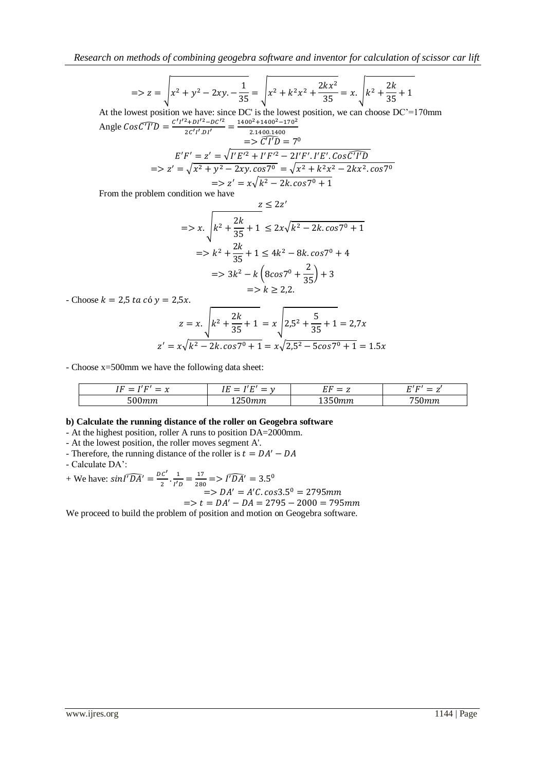$$=> z = \sqrt{x^2 + y^2 - 2xy.-\frac{1}{35}} = \sqrt{x^2 + k^2x^2 + \frac{2kx^2}{35}} = x.\sqrt{k^2 + \frac{2k}{35} + 1}$$

At the lowest position we have: since DC' is the lowest position, we can choose DC'=170mm

Angle $Cos\widehat{C'I'D} = \frac{C'I'^2 + DI'^2 - DC'^2}{2C'I'.DI'} = \frac{1400^2 + 1400^2 - 170^2}{2.1400.1400}$

$$=> \widehat{C'I'D} = 7^0$$

$$E'F' = z' = \sqrt{I'E'^2 + I'F'^2 - 2I'F'.I'E'.Cos\widehat{C'I'D}}$$

$$=> z' = \sqrt{x^2 + y^2 - 2xy.cos7^0} = \sqrt{x^2 + k^2x^2 - 2kx^2.cos7^0}$$

$$=> z' = x\sqrt{k^2 - 2k.cos7^0 + 1}$$

From the problem condition we have

$$z \le 2z'$$

$$=> x.\sqrt{k^2 + \frac{2k}{35} + 1} \le 2x\sqrt{k^2 - 2k.cos7^0 + 1}$$

$$=> k^2 + \frac{2k}{35} + 1 \le 4k^2 - 8k.cos7^0 + 4$$

$$=> 3k^2 - k\left(8cos7^0 + \frac{2}{35}\right) + 3$$

$$=> k \ge 2,2.$$

- Choose $k = 2,5$ $ta$ $có$ $y = 2,5x$.

$$z = x.\sqrt{k^2 + \frac{2k}{35} + 1} = x\sqrt{2,5^2 + \frac{5}{35} + 1} = 2,7x$$

$$z' = x\sqrt{k^2 - 2k.cos7^0 + 1} = x\sqrt{2,5^2 - 5cos7^0 + 1} = 1.5x$$

- Choose x=500mm we have the following data sheet:

| $IF = I'F' = x$ | $IE = I'E' = y$ | $EF = z$ | $E'F' = z'$ |
|---|---|---|---|
| $500mm$ | $1250mm$ | $1350mm$ | $750mm$ |

**b) Calculate the running distance of the roller on Geogebra software**

- At the highest position, roller A runs to position DA=2000mm.
- At the lowest position, the roller moves segment A'.
- Therefore, the running distance of the roller is $t = DA' - DA$
- Calculate DA':

+ We have: $sin\widehat{I'DA'} = \frac{DC'}{2}.\frac{1}{I'D} = \frac{17}{280} => \widehat{I'DA'} = 3.5^0$

$$=> DA' = A'C.cos3.5^0 = 2795mm$$

$$=> t = DA' - DA = 2795 - 2000 = 795mm$$

We proceed to build the problem of position and motion on Geogebra software.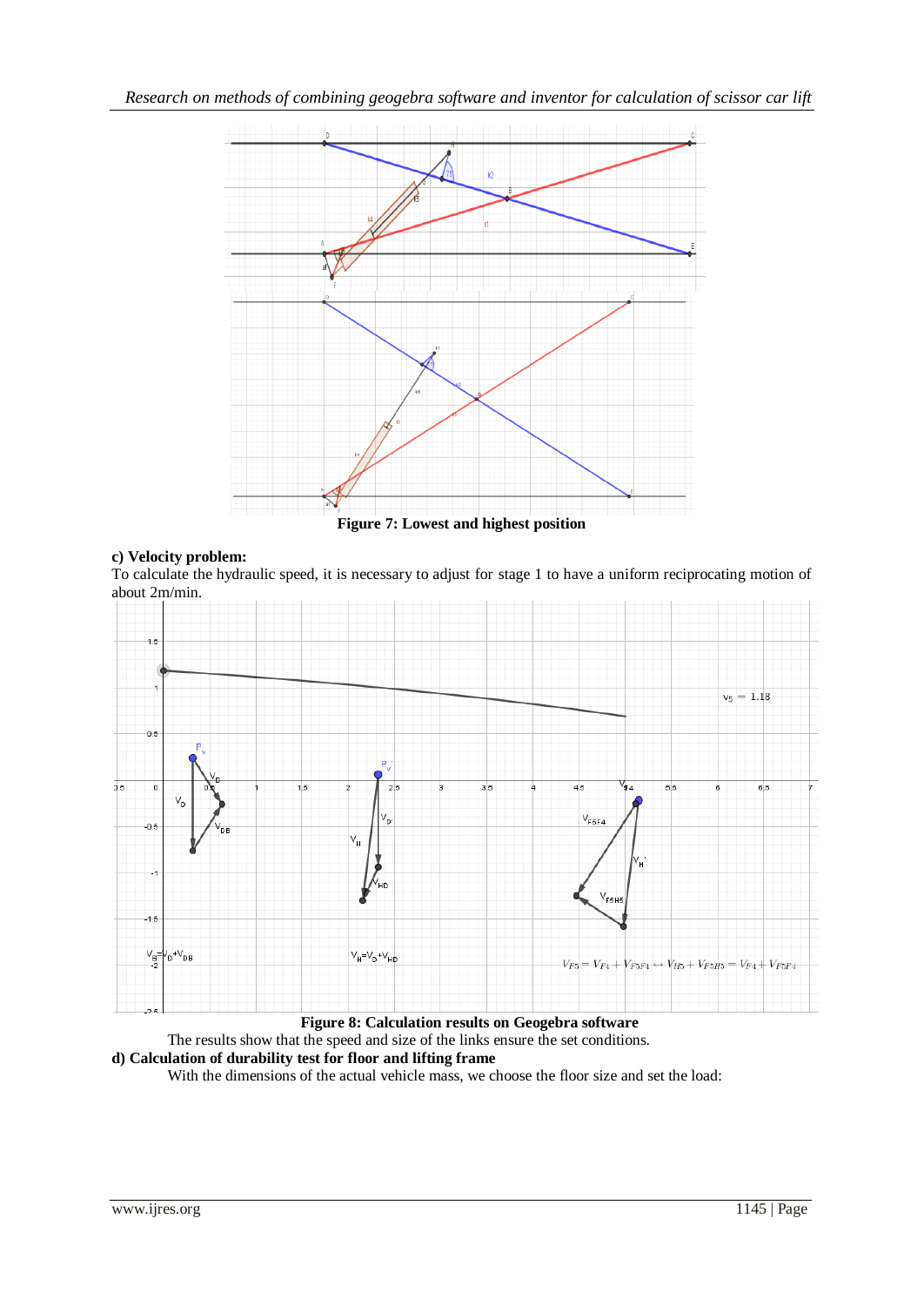**Figure 7: Lowest and highest position**

**c) Velocity problem:**

To calculate the hydraulic speed, it is necessary to adjust for stage 1 to have a uniform reciprocating motion of about 2m/min.

**Figure 8: Calculation results on Geogebra software**

The results show that the speed and size of the links ensure the set conditions.

**d) Calculation of durability test for floor and lifting frame**

With the dimensions of the actual vehicle mass, we choose the floor size and set the load: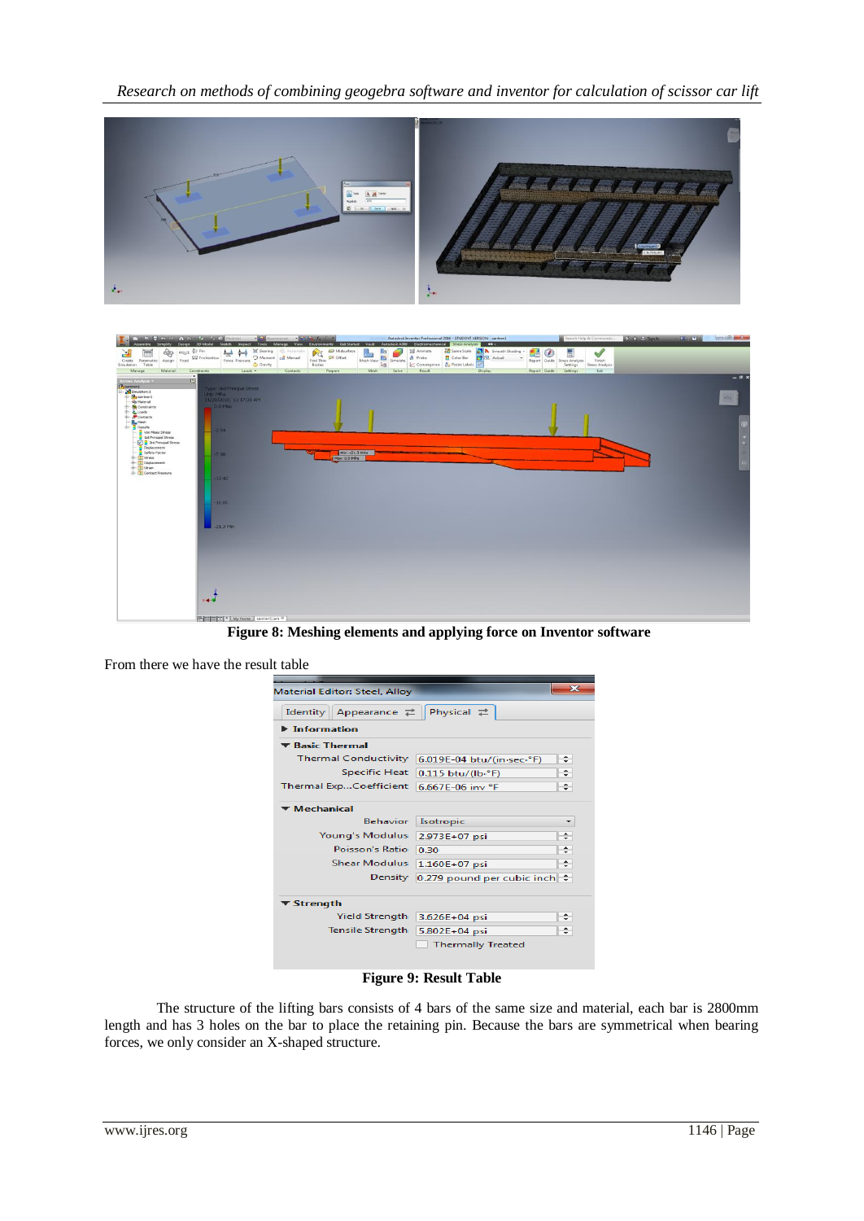Figure 8: Meshing elements and applying force on Inventor software

From there we have the result table

| Material Editor: Steel, Alloy | |
|---|---|
| **Basic Thermal** | |
| Thermal Conductivity | 6.019E-04 btu/(in·sec·°F) |
| Specific Heat | 0.115 btu/(lb·°F) |
| Thermal Exp...Coefficient | 6.667E-06 inv °F |
| **Mechanical** | |
| Behavior | Isotropic |
| Young's Modulus | 2.973E+07 psi |
| Poisson's Ratio | 0.30 |
| Shear Modulus | 1.160E+07 psi |
| Density | 0.279 pound per cubic inch |
| **Strength** | |
| Yield Strength | 3.626E+04 psi |
| Tensile Strength | 5.802E+04 psi |
| Thermally Treated | |

**Figure 9: Result Table**

The structure of the lifting bars consists of 4 bars of the same size and material, each bar is 2800mm length and has 3 holes on the bar to place the retaining pin. Because the bars are symmetrical when bearing forces, we only consider an X-shaped structure.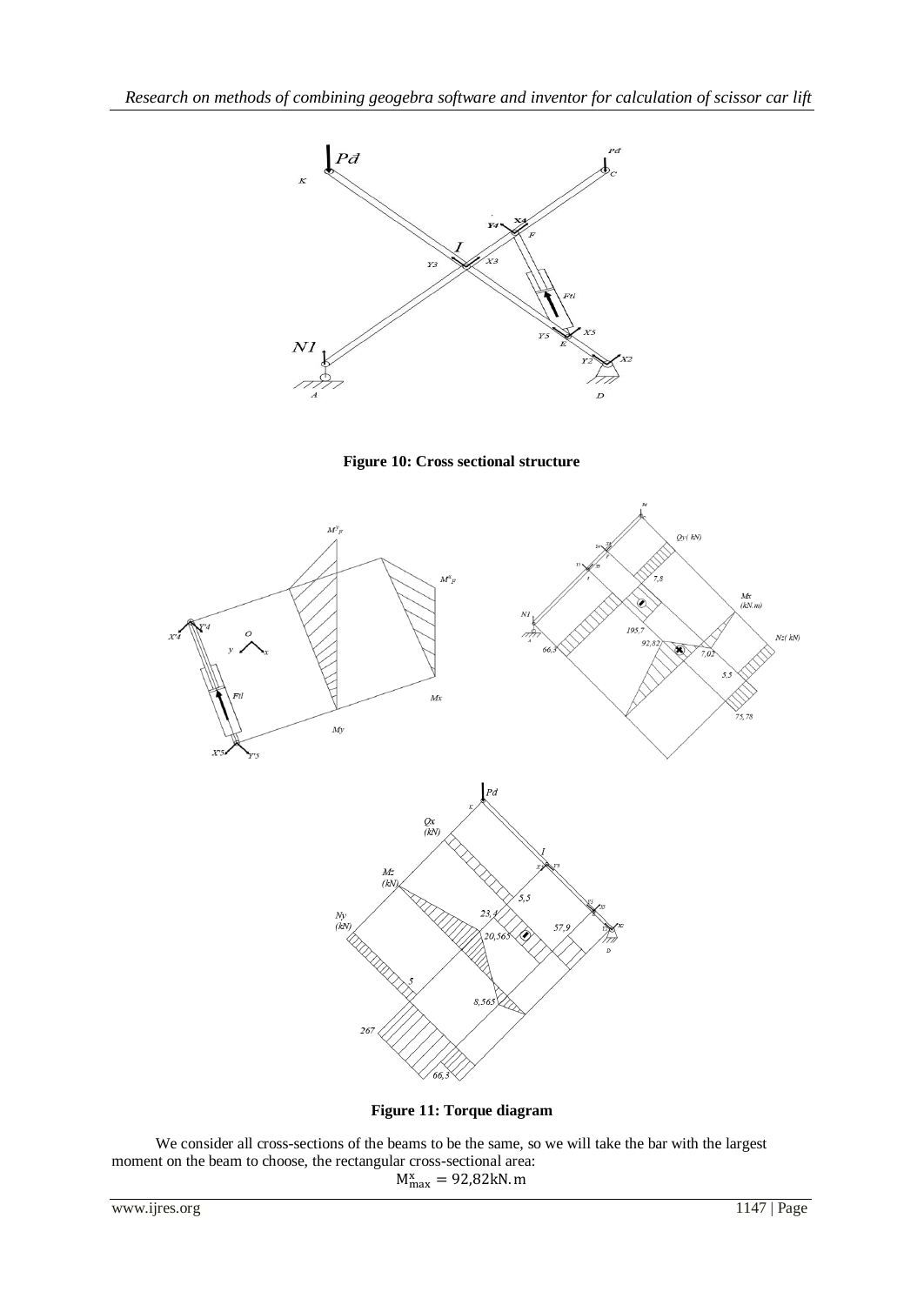**Figure 10: Cross sectional structure**

**Figure 11: Torque diagram**

We consider all cross-sections of the beams to be the same, so we will take the bar with the largest moment on the beam to choose, the rectangular cross-sectional area:

$$M_{max}^{x} = 92{,}82\text{kN.m}$$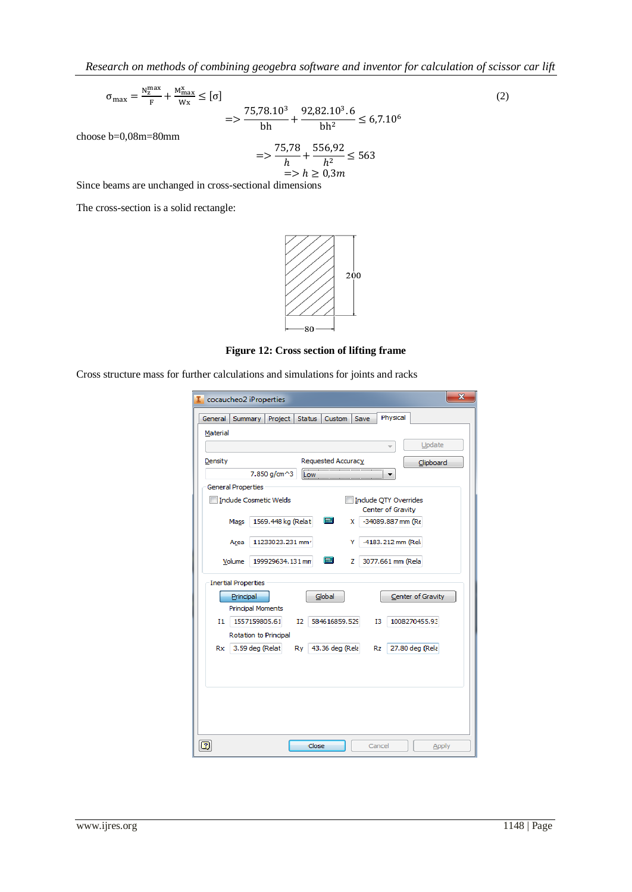$$\sigma_{max} = \frac{N_z^{max}}{F} + \frac{M_{max}^x}{Wx} \leq [\sigma] \tag{2}$$

$$=> \frac{75{,}78.10^3}{bh} + \frac{92{,}82.10^3.6}{bh^2} \leq 6{,}7.10^6$$

choose b=0,08m=80mm

$$=> \frac{75{,}78}{h} + \frac{556{,}92}{h^2} \leq 563$$

$$=> h \geq 0{,}3m$$

Since beams are unchanged in cross-sectional dimensions

The cross-section is a solid rectangle:

**Figure 12: Cross section of lifting frame**

Cross structure mass for further calculations and simulations for joints and racks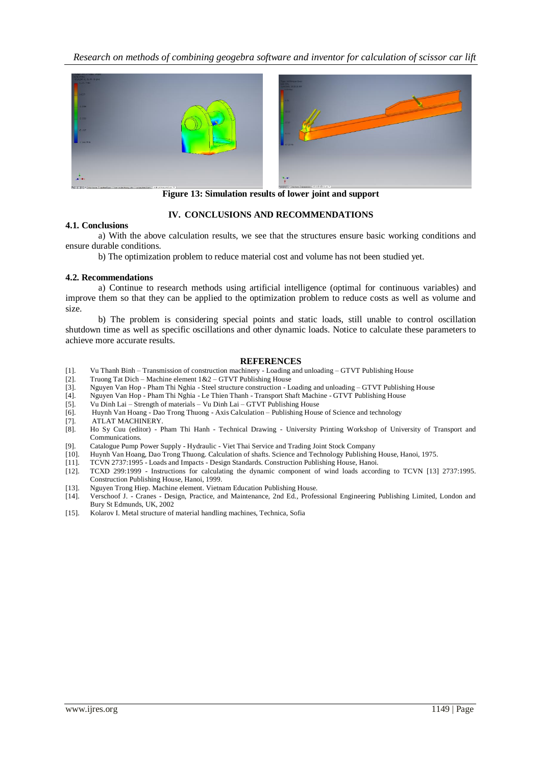Figure 13: Simulation results of lower joint and support

## IV. CONCLUSIONS AND RECOMMENDATIONS

### 4.1. Conclusions

a) With the above calculation results, we see that the structures ensure basic working conditions and ensure durable conditions.

b) The optimization problem to reduce material cost and volume has not been studied yet.

### 4.2. Recommendations

a) Continue to research methods using artificial intelligence (optimal for continuous variables) and improve them so that they can be applied to the optimization problem to reduce costs as well as volume and size.

b) The problem is considering special points and static loads, still unable to control oscillation shutdown time as well as specific oscillations and other dynamic loads. Notice to calculate these parameters to achieve more accurate results.

## REFERENCES

[1]. Vu Thanh Binh – Transmission of construction machinery - Loading and unloading – GTVT Publishing House

[2]. Truong Tat Dich – Machine element 1&2 – GTVT Publishing House

[3]. Nguyen Van Hop - Pham Thi Nghia - Steel structure construction - Loading and unloading – GTVT Publishing House

[4]. Nguyen Van Hop - Pham Thi Nghia - Le Thien Thanh - Transport Shaft Machine - GTVT Publishing House

[5]. Vu Dinh Lai – Strength of materials – Vu Dinh Lai – GTVT Publishing House

[6]. Huynh Van Hoang - Dao Trong Thuong - Axis Calculation – Publishing House of Science and technology

[7]. ATLAT MACHINERY.

[8]. Ho Sy Cuu (editor) - Pham Thi Hanh - Technical Drawing - University Printing Workshop of University of Transport and Communications.

[9]. Catalogue Pump Power Supply - Hydraulic - Viet Thai Service and Trading Joint Stock Company

[10]. Huynh Van Hoang, Dao Trong Thuong. Calculation of shafts. Science and Technology Publishing House, Hanoi, 1975.

[11]. TCVN 2737:1995 - Loads and Impacts - Design Standards. Construction Publishing House, Hanoi.

[12]. TCXD 299:1999 - Instructions for calculating the dynamic component of wind loads according to TCVN [13] 2737:1995. Construction Publishing House, Hanoi, 1999.

[13]. Nguyen Trong Hiep. Machine element. Vietnam Education Publishing House.

[14]. Verschoof J. - Cranes - Design, Practice, and Maintenance, 2nd Ed., Professional Engineering Publishing Limited, London and Bury St Edmunds, UK, 2002

[15]. Kolarov I. Metal structure of material handling machines, Technica, Sofia